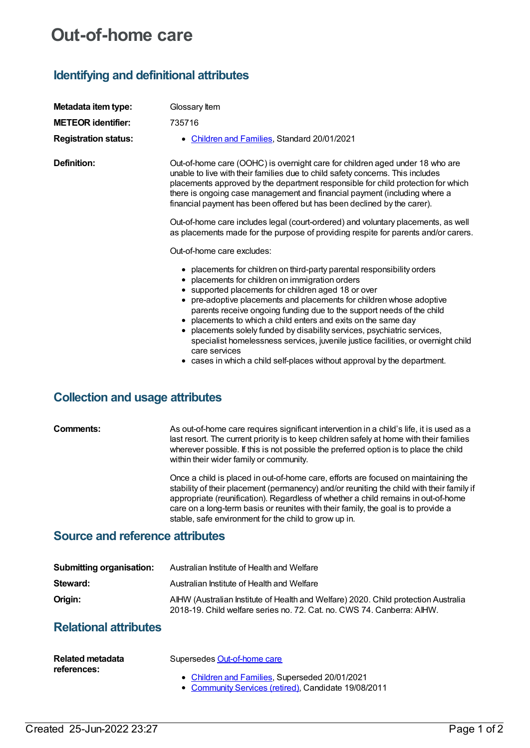# Out-of-home care

## Identifying and definitional attributes

| | |
|---|---|
| **Metadata item type:** | Glossary Item |
| **METEOR identifier:** | 735716 |
| **Registration status:** | • Children and Families, Standard 20/01/2021 |

**Definition:**

Out-of-home care (OOHC) is overnight care for children aged under 18 who are unable to live with their families due to child safety concerns. This includes placements approved by the department responsible for child protection for which there is ongoing case management and financial payment (including where a financial payment has been offered but has been declined by the carer).

Out-of-home care includes legal (court-ordered) and voluntary placements, as well as placements made for the purpose of providing respite for parents and/or carers.

Out-of-home care excludes:

- placements for children on third-party parental responsibility orders
- placements for children on immigration orders
- supported placements for children aged 18 or over
- pre-adoptive placements and placements for children whose adoptive parents receive ongoing funding due to the support needs of the child
- placements to which a child enters and exits on the same day
- placements solely funded by disability services, psychiatric services, specialist homelessness services, juvenile justice facilities, or overnight child care services
- cases in which a child self-places without approval by the department.

## Collection and usage attributes

**Comments:**

As out-of-home care requires significant intervention in a child's life, it is used as a last resort. The current priority is to keep children safely at home with their families wherever possible. If this is not possible the preferred option is to place the child within their wider family or community.

Once a child is placed in out-of-home care, efforts are focused on maintaining the stability of their placement (permanency) and/or reuniting the child with their family if appropriate (reunification). Regardless of whether a child remains in out-of-home care on a long-term basis or reunites with their family, the goal is to provide a stable, safe environment for the child to grow up in.

## Source and reference attributes

| | |
|---|---|
| **Submitting organisation:** | Australian Institute of Health and Welfare |
| **Steward:** | Australian Institute of Health and Welfare |
| **Origin:** | AIHW (Australian Institute of Health and Welfare) 2020. Child protection Australia 2018-19. Child welfare series no. 72. Cat. no. CWS 74. Canberra: AIHW. |

## Relational attributes

**Related metadata references:**

Supersedes Out-of-home care

- Children and Families, Superseded 20/01/2021
- Community Services (retired), Candidate 19/08/2011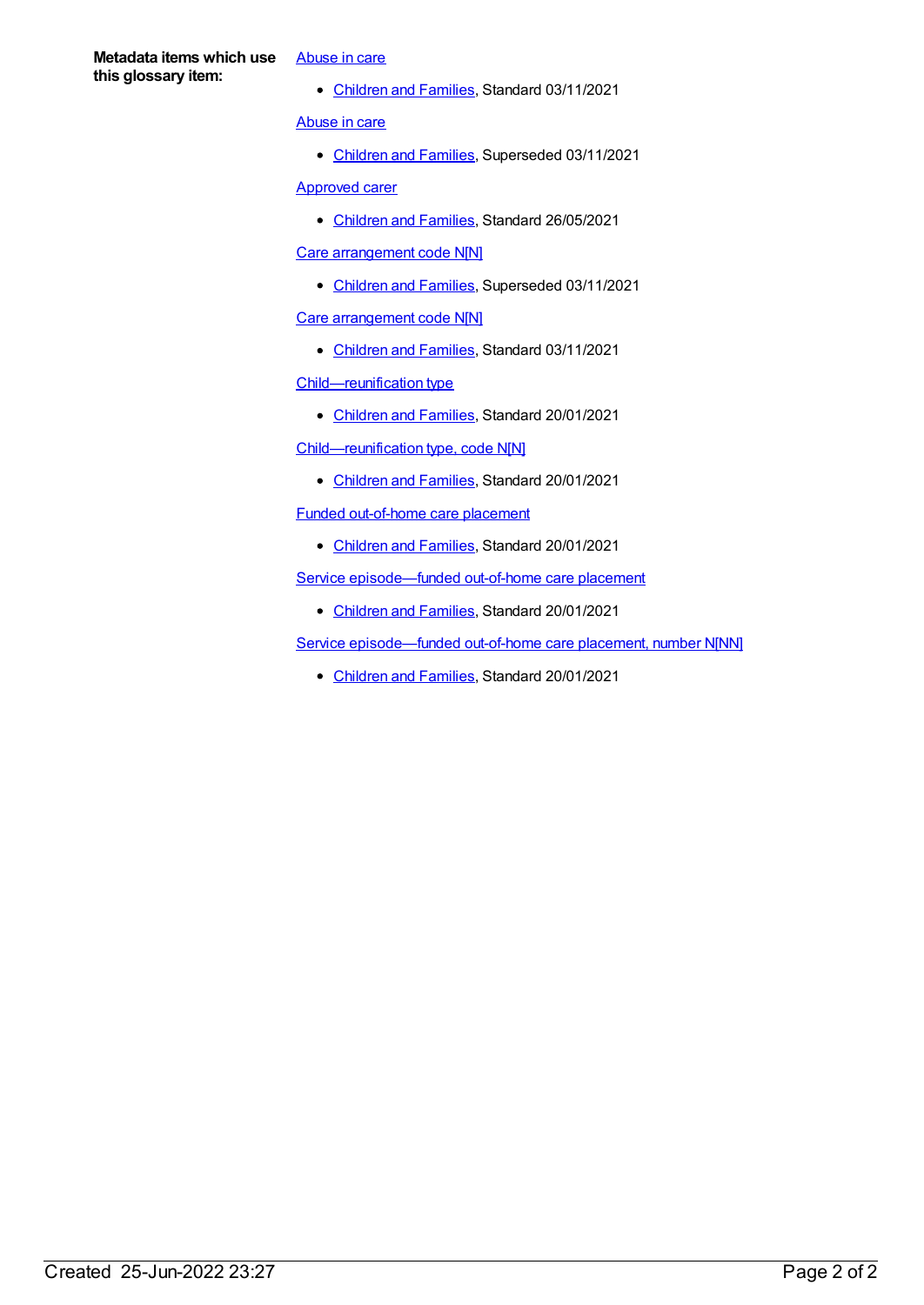**Metadata items which use this glossary item:**

Abuse in care

- Children and Families, Standard 03/11/2021

Abuse in care

- Children and Families, Superseded 03/11/2021

Approved carer

- Children and Families, Standard 26/05/2021

Care arrangement code N[N]

- Children and Families, Superseded 03/11/2021

Care arrangement code N[N]

- Children and Families, Standard 03/11/2021

Child—reunification type

- Children and Families, Standard 20/01/2021

Child—reunification type, code N[N]

- Children and Families, Standard 20/01/2021

Funded out-of-home care placement

- Children and Families, Standard 20/01/2021

Service episode—funded out-of-home care placement

- Children and Families, Standard 20/01/2021

Service episode—funded out-of-home care placement, number N[NN]

- Children and Families, Standard 20/01/2021